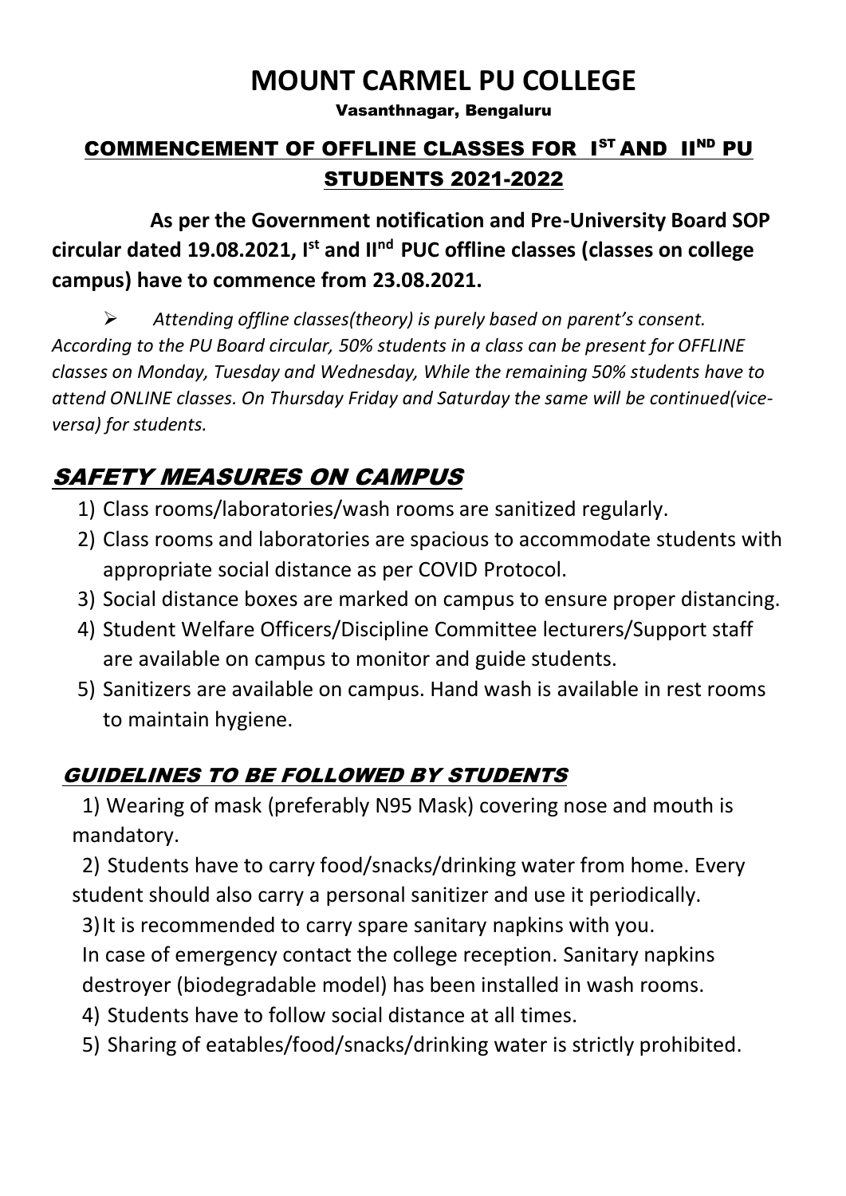# MOUNT CARMEL PU COLLEGE

Vasanthnagar, Bengaluru

## COMMENCEMENT OF OFFLINE CLASSES FOR I[ST] AND II[ND] PU STUDENTS 2021-2022

**As per the Government notification and Pre-University Board SOP circular dated 19.08.2021, I[st] and II[nd] PUC offline classes (classes on college campus) have to commence from 23.08.2021.**

- *Attending offline classes(theory) is purely based on parent's consent. According to the PU Board circular, 50% students in a class can be present for OFFLINE classes on Monday, Tuesday and Wednesday, While the remaining 50% students have to attend ONLINE classes. On Thursday Friday and Saturday the same will be continued(vice-versa) for students.*

## SAFETY MEASURES ON CAMPUS

1) Class rooms/laboratories/wash rooms are sanitized regularly.
2) Class rooms and laboratories are spacious to accommodate students with appropriate social distance as per COVID Protocol.
3) Social distance boxes are marked on campus to ensure proper distancing.
4) Student Welfare Officers/Discipline Committee lecturers/Support staff are available on campus to monitor and guide students.
5) Sanitizers are available on campus. Hand wash is available in rest rooms to maintain hygiene.

### GUIDELINES TO BE FOLLOWED BY STUDENTS

1) Wearing of mask (preferably N95 Mask) covering nose and mouth is mandatory.
2) Students have to carry food/snacks/drinking water from home. Every student should also carry a personal sanitizer and use it periodically.
3) It is recommended to carry spare sanitary napkins with you. In case of emergency contact the college reception. Sanitary napkins destroyer (biodegradable model) has been installed in wash rooms.
4) Students have to follow social distance at all times.
5) Sharing of eatables/food/snacks/drinking water is strictly prohibited.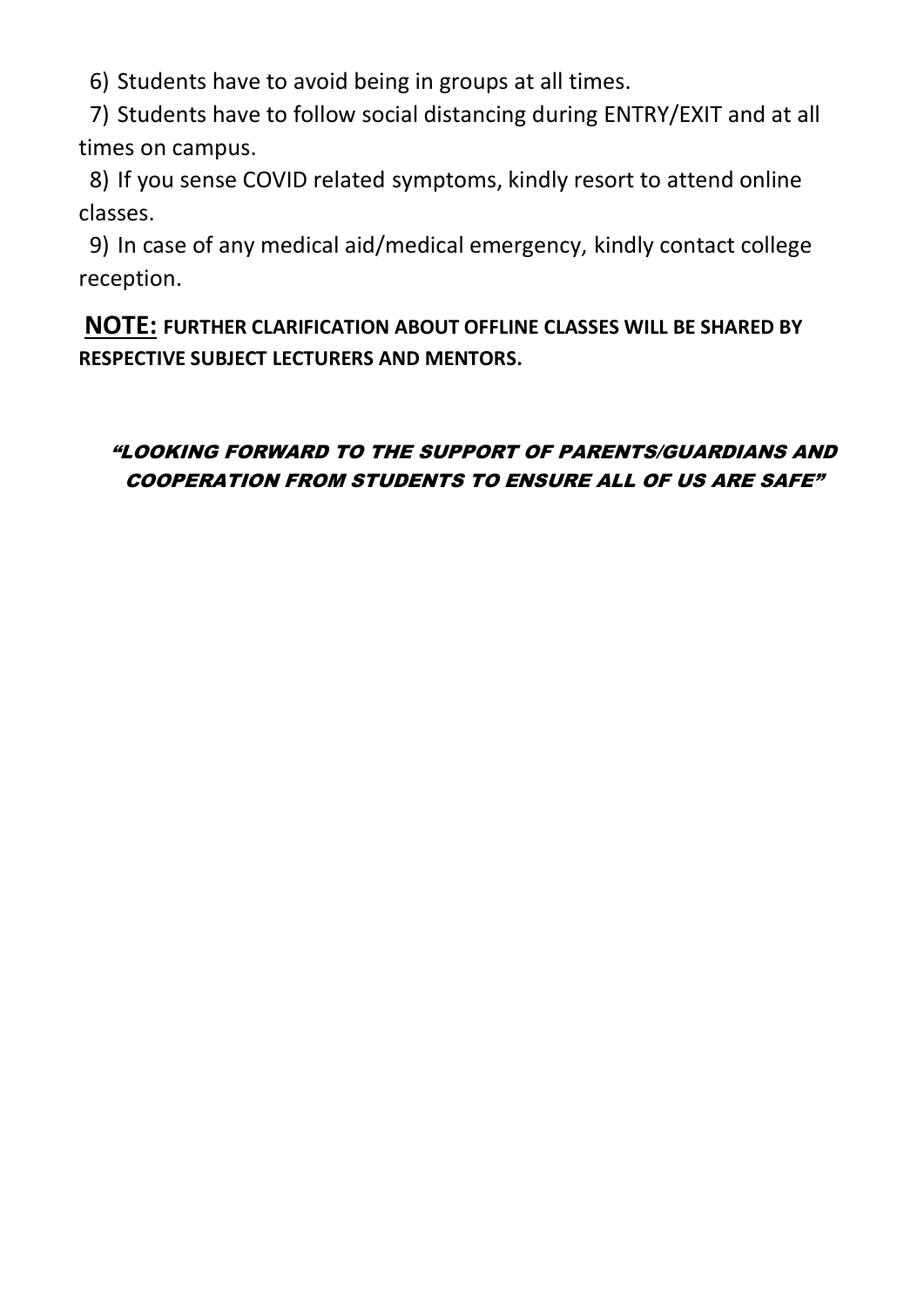6) Students have to avoid being in groups at all times.
7) Students have to follow social distancing during ENTRY/EXIT and at all times on campus.
8) If you sense COVID related symptoms, kindly resort to attend online classes.
9) In case of any medical aid/medical emergency, kindly contact college reception.

**NOTE: FURTHER CLARIFICATION ABOUT OFFLINE CLASSES WILL BE SHARED BY RESPECTIVE SUBJECT LECTURERS AND MENTORS.**

***"LOOKING FORWARD TO THE SUPPORT OF PARENTS/GUARDIANS AND COOPERATION FROM STUDENTS TO ENSURE ALL OF US ARE SAFE"***